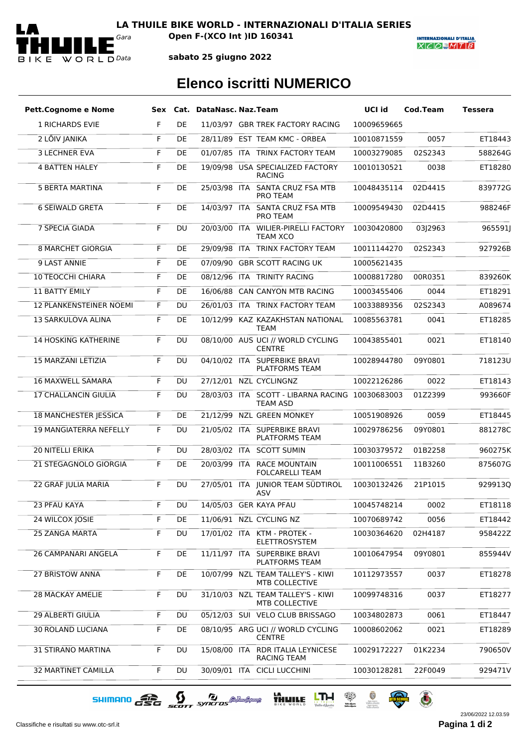**LA THUILE BIKE WORLD - INTERNAZIONALI D'ITALIA SERIES**

Gara **Open F-(XCO Int )ID 160341**

Data **sabato 25 giugno 2022**

# Elenco iscritti NUMERICO

| Pett.Cognome e Nome | Sex | Cat. | DataNasc. | Naz. | Team | UCI id | Cod.Team | Tessera |
|---|---|---|---|---|---|---|---|---|
| 1 RICHARDS EVIE | F | DE | 11/03/97 | GBR | TREK FACTORY RACING | 10009659665 | | |
| 2 LÕIV JANIKA | F | DE | 28/11/89 | EST | TEAM KMC - ORBEA | 10010871559 | 0057 | ET18443 |
| 3 LECHNER EVA | F | DE | 01/07/85 | ITA | TRINX FACTORY TEAM | 10003279085 | 02S2343 | 588264G |
| 4 BATTEN HALEY | F | DE | 19/09/98 | USA | SPECIALIZED FACTORY RACING | 10010130521 | 0038 | ET18280 |
| 5 BERTA MARTINA | F | DE | 25/03/98 | ITA | SANTA CRUZ FSA MTB PRO TEAM | 10048435114 | 02D4415 | 839772G |
| 6 SEIWALD GRETA | F | DE | 14/03/97 | ITA | SANTA CRUZ FSA MTB PRO TEAM | 10009549430 | 02D4415 | 988246F |
| 7 SPECIA GIADA | F | DU | 20/03/00 | ITA | WILIER-PIRELLI FACTORY TEAM XCO | 10030420800 | 03J2963 | 965591J |
| 8 MARCHET GIORGIA | F | DE | 29/09/98 | ITA | TRINX FACTORY TEAM | 10011144270 | 02S2343 | 927926B |
| 9 LAST ANNIE | F | DE | 07/09/90 | GBR | SCOTT RACING UK | 10005621435 | | |
| 10 TEOCCHI CHIARA | F | DE | 08/12/96 | ITA | TRINITY RACING | 10008817280 | 00R0351 | 839260K |
| 11 BATTY EMILY | F | DE | 16/06/88 | CAN | CANYON MTB RACING | 10003455406 | 0044 | ET18291 |
| 12 PLANKENSTEINER NOEMI | F | DU | 26/01/03 | ITA | TRINX FACTORY TEAM | 10033889356 | 02S2343 | A089674 |
| 13 SARKULOVA ALINA | F | DE | 10/12/99 | KAZ | KAZAKHSTAN NATIONAL TEAM | 10085563781 | 0041 | ET18285 |
| 14 HOSKING KATHERINE | F | DU | 08/10/00 | AUS | UCI // WORLD CYCLING CENTRE | 10043855401 | 0021 | ET18140 |
| 15 MARZANI LETIZIA | F | DU | 04/10/02 | ITA | SUPERBIKE BRAVI PLATFORMS TEAM | 10028944780 | 09Y0801 | 718123U |
| 16 MAXWELL SAMARA | F | DU | 27/12/01 | NZL | CYCLINGNZ | 10022126286 | 0022 | ET18143 |
| 17 CHALLANCIN GIULIA | F | DU | 28/03/03 | ITA | SCOTT - LIBARNA RACING TEAM ASD | 10030683003 | 01Z2399 | 993660F |
| 18 MANCHESTER JESSICA | F | DE | 21/12/99 | NZL | GREEN MONKEY | 10051908926 | 0059 | ET18445 |
| 19 MANGIATERRA NEFELLY | F | DU | 21/05/02 | ITA | SUPERBIKE BRAVI PLATFORMS TEAM | 10029786256 | 09Y0801 | 881278C |
| 20 NITELLI ERIKA | F | DU | 28/03/02 | ITA | SCOTT SUMIN | 10030379572 | 01B2258 | 960275K |
| 21 STEGAGNOLO GIORGIA | F | DE | 20/03/99 | ITA | RACE MOUNTAIN FOLCARELLI TEAM | 10011006551 | 11B3260 | 875607G |
| 22 GRAF JULIA MARIA | F | DU | 27/05/01 | ITA | JUNIOR TEAM SÜDTIROL ASV | 10030132426 | 21P1015 | 929913Q |
| 23 PFAU KAYA | F | DU | 14/05/03 | GER | KAYA PFAU | 10045748214 | 0002 | ET18118 |
| 24 WILCOX JOSIE | F | DE | 11/06/91 | NZL | CYCLING NZ | 10070689742 | 0056 | ET18442 |
| 25 ZANGA MARTA | F | DU | 17/01/02 | ITA | KTM - PROTEK - ELETTROSYSTEM | 10030364620 | 02H4187 | 958422Z |
| 26 CAMPANARI ANGELA | F | DE | 11/11/97 | ITA | SUPERBIKE BRAVI PLATFORMS TEAM | 10010647954 | 09Y0801 | 855944V |
| 27 BRISTOW ANNA | F | DE | 10/07/99 | NZL | TEAM TALLEY'S - KIWI MTB COLLECTIVE | 10112973557 | 0037 | ET18278 |
| 28 MACKAY AMELIE | F | DU | 31/10/03 | NZL | TEAM TALLEY'S - KIWI MTB COLLECTIVE | 10099748316 | 0037 | ET18277 |
| 29 ALBERTI GIULIA | F | DU | 05/12/03 | SUI | VELO CLUB BRISSAGO | 10034802873 | 0061 | ET18447 |
| 30 ROLAND LUCIANA | F | DE | 08/10/95 | ARG | UCI // WORLD CYCLING CENTRE | 10008602062 | 0021 | ET18289 |
| 31 STIRANO MARTINA | F | DU | 15/08/00 | ITA | RDR ITALIA LEYNICESE RACING TEAM | 10029172227 | 01K2234 | 790650V |
| 32 MARTINET CAMILLA | F | DU | 30/09/01 | ITA | CICLI LUCCHINI | 10030128281 | 22F0049 | 929471V |

Classifiche e risultati su www.otc-srl.it

23/06/2022 12.03.59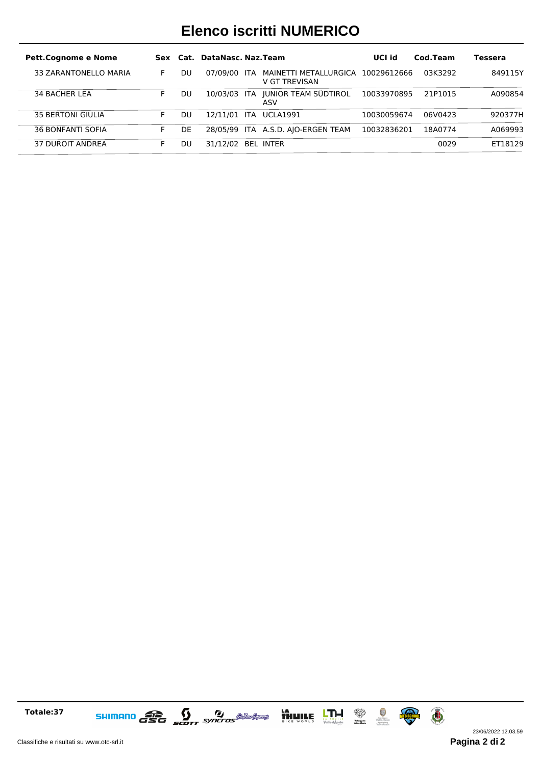# Elenco iscritti NUMERICO

| Pett.Cognome e Nome | Sex | Cat. | DataNasc. | Naz. | Team | UCI id | Cod.Team | Tessera |
|---|---|---|---|---|---|---|---|---|
| 33 ZARANTONELLO MARIA | F | DU | 07/09/00 | ITA | MAINETTI METALLURGICA V GT TREVISAN | 10029612666 | 03K3292 | 849115Y |
| 34 BACHER LEA | F | DU | 10/03/03 | ITA | JUNIOR TEAM SÜDTIROL ASV | 10033970895 | 21P1015 | A090854 |
| 35 BERTONI GIULIA | F | DU | 12/11/01 | ITA | UCLA1991 | 10030059674 | 06V0423 | 920377H |
| 36 BONFANTI SOFIA | F | DE | 28/05/99 | ITA | A.S.D. AJO-ERGEN TEAM | 10032836201 | 18A0774 | A069993 |
| 37 DUROIT ANDREA | F | DU | 31/12/02 | BEL | INTER | | 0029 | ET18129 |

**Totale:37**

23/06/2022 12.03.59

Classifiche e risultati su www.otc-srl.it